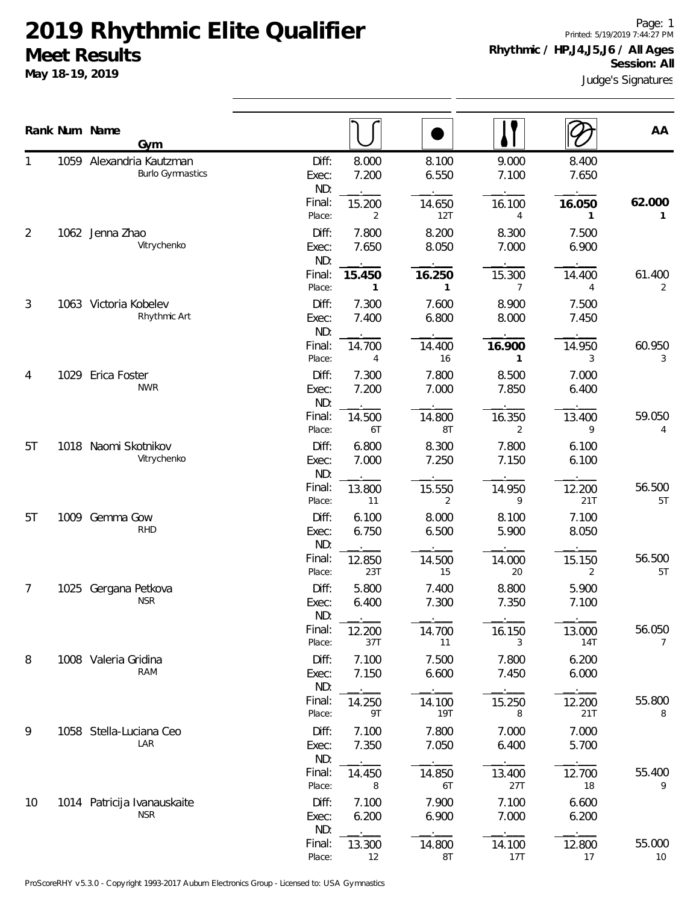# 2019 Rhythmic Elite Qualifier

## Meet Results

**May 18-19, 2019**

Printed: 5/19/2019 7:44:27 PM

**Rhythmic / HP,J4,J5,J6 / All Ages**

**Session: All**

Judge's Signatures

| Rank | Num | Name / Gym | | Hoop | Ball | Clubs | Ribbon | AA |
|---|---|---|---|---|---|---|---|---|
| 1 | 1059 | Alexandria Kautzman | Diff: | 8.000 | 8.100 | 9.000 | 8.400 | |
| | | Burlo Gymnastics | Exec: | 7.200 | 6.550 | 7.100 | 7.650 | |
| | | | ND: | . | . | . | . | |
| | | | Final: | 15.200 | 14.650 | 16.100 | **16.050** | **62.000** |
| | | | Place: | 2 | 12T | 4 | **1** | **1** |
| 2 | 1062 | Jenna Zhao | Diff: | 7.800 | 8.200 | 8.300 | 7.500 | |
| | | Vitrychenko | Exec: | 7.650 | 8.050 | 7.000 | 6.900 | |
| | | | ND: | . | . | . | . | |
| | | | Final: | **15.450** | **16.250** | 15.300 | 14.400 | 61.400 |
| | | | Place: | **1** | **1** | 7 | 4 | 2 |
| 3 | 1063 | Victoria Kobelev | Diff: | 7.300 | 7.600 | 8.900 | 7.500 | |
| | | Rhythmic Art | Exec: | 7.400 | 6.800 | 8.000 | 7.450 | |
| | | | ND: | . | . | . | . | |
| | | | Final: | 14.700 | 14.400 | **16.900** | 14.950 | 60.950 |
| | | | Place: | 4 | 16 | **1** | 3 | 3 |
| 4 | 1029 | Erica Foster | Diff: | 7.300 | 7.800 | 8.500 | 7.000 | |
| | | NWR | Exec: | 7.200 | 7.000 | 7.850 | 6.400 | |
| | | | ND: | . | . | . | . | |
| | | | Final: | 14.500 | 14.800 | 16.350 | 13.400 | 59.050 |
| | | | Place: | 6T | 8T | 2 | 9 | 4 |
| 5T | 1018 | Naomi Skotnikov | Diff: | 6.800 | 8.300 | 7.800 | 6.100 | |
| | | Vitrychenko | Exec: | 7.000 | 7.250 | 7.150 | 6.100 | |
| | | | ND: | . | . | . | . | |
| | | | Final: | 13.800 | 15.550 | 14.950 | 12.200 | 56.500 |
| | | | Place: | 11 | 2 | 9 | 21T | 5T |
| 5T | 1009 | Gemma Gow | Diff: | 6.100 | 8.000 | 8.100 | 7.100 | |
| | | RHD | Exec: | 6.750 | 6.500 | 5.900 | 8.050 | |
| | | | ND: | . | . | . | . | |
| | | | Final: | 12.850 | 14.500 | 14.000 | 15.150 | 56.500 |
| | | | Place: | 23T | 15 | 20 | 2 | 5T |
| 7 | 1025 | Gergana Petkova | Diff: | 5.800 | 7.400 | 8.800 | 5.900 | |
| | | NSR | Exec: | 6.400 | 7.300 | 7.350 | 7.100 | |
| | | | ND: | . | . | . | . | |
| | | | Final: | 12.200 | 14.700 | 16.150 | 13.000 | 56.050 |
| | | | Place: | 37T | 11 | 3 | 14T | 7 |
| 8 | 1008 | Valeria Gridina | Diff: | 7.100 | 7.500 | 7.800 | 6.200 | |
| | | RAM | Exec: | 7.150 | 6.600 | 7.450 | 6.000 | |
| | | | ND: | . | . | . | . | |
| | | | Final: | 14.250 | 14.100 | 15.250 | 12.200 | 55.800 |
| | | | Place: | 9T | 19T | 8 | 21T | 8 |
| 9 | 1058 | Stella-Luciana Ceo | Diff: | 7.100 | 7.800 | 7.000 | 7.000 | |
| | | LAR | Exec: | 7.350 | 7.050 | 6.400 | 5.700 | |
| | | | ND: | . | . | . | . | |
| | | | Final: | 14.450 | 14.850 | 13.400 | 12.700 | 55.400 |
| | | | Place: | 8 | 6T | 27T | 18 | 9 |
| 10 | 1014 | Patricija Ivanauskaite | Diff: | 7.100 | 7.900 | 7.100 | 6.600 | |
| | | NSR | Exec: | 6.200 | 6.900 | 7.000 | 6.200 | |
| | | | ND: | . | . | . | . | |
| | | | Final: | 13.300 | 14.800 | 14.100 | 12.800 | 55.000 |
| | | | Place: | 12 | 8T | 17T | 17 | 10 |

ProScoreRHY v5.3.0 - Copyright 1993-2017 Auburn Electronics Group - Licensed to: USA Gymnastics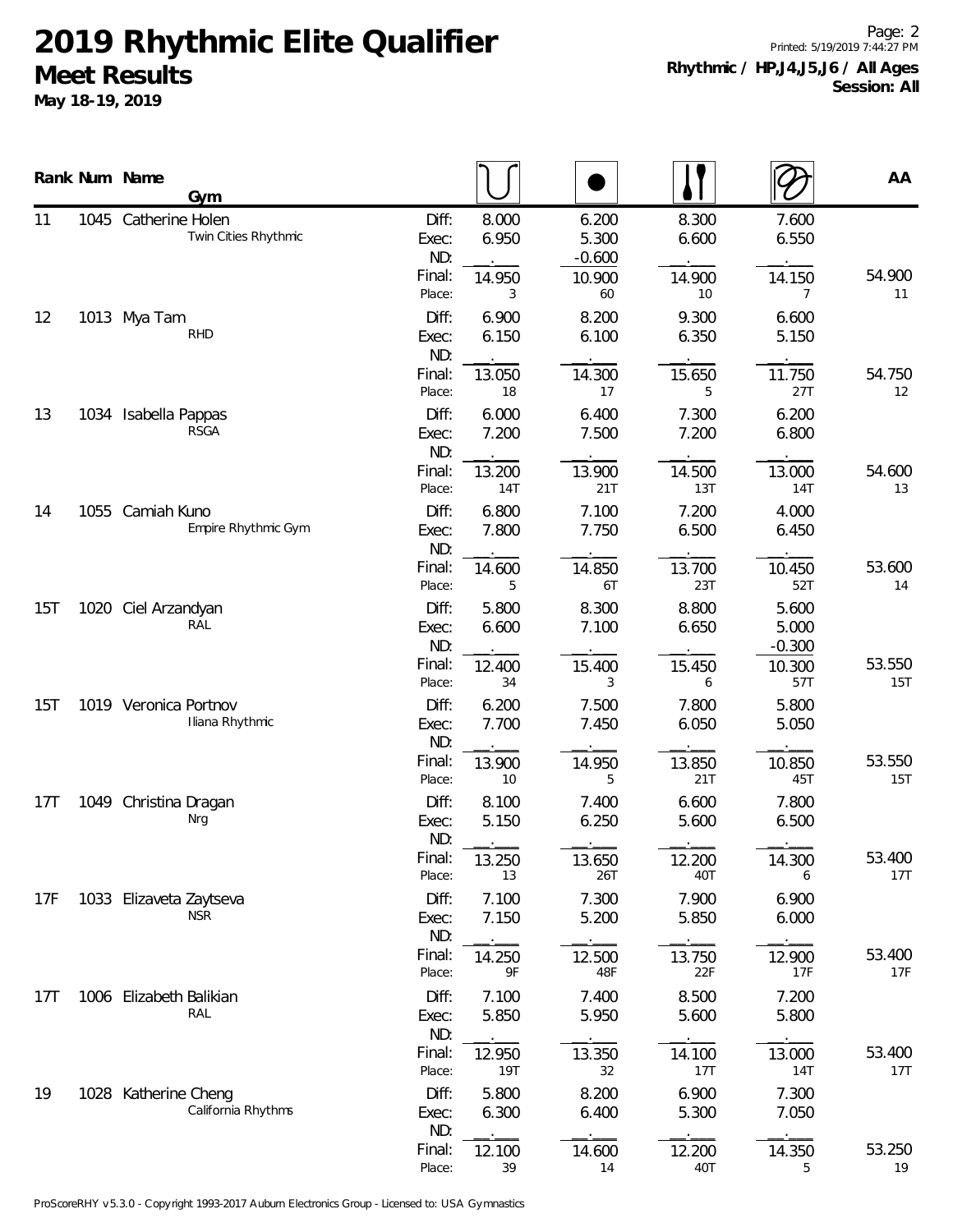# 2019 Rhythmic Elite Qualifier

## Meet Results

**May 18-19, 2019**

**Rhythmic / HP,J4,J5,J6 / All Ages**
**Session: All**

| Rank | Num | Name / Gym | | Hoop | Ball | Clubs | Ribbon | AA |
|---|---|---|---|---|---|---|---|---|
| 11 | 1045 | Catherine Holen | Diff: | 8.000 | 6.200 | 8.300 | 7.600 | |
| | | Twin Cities Rhythmic | Exec: | 6.950 | 5.300 | 6.600 | 6.550 | |
| | | | ND: | | -0.600 | | | |
| | | | Final: | 14.950 | 10.900 | 14.900 | 14.150 | 54.900 |
| | | | Place: | 3 | 60 | 10 | 7 | 11 |
| 12 | 1013 | Mya Tam | Diff: | 6.900 | 8.200 | 9.300 | 6.600 | |
| | | RHD | Exec: | 6.150 | 6.100 | 6.350 | 5.150 | |
| | | | ND: | | | | | |
| | | | Final: | 13.050 | 14.300 | 15.650 | 11.750 | 54.750 |
| | | | Place: | 18 | 17 | 5 | 27T | 12 |
| 13 | 1034 | Isabella Pappas | Diff: | 6.000 | 6.400 | 7.300 | 6.200 | |
| | | RSGA | Exec: | 7.200 | 7.500 | 7.200 | 6.800 | |
| | | | ND: | | | | | |
| | | | Final: | 13.200 | 13.900 | 14.500 | 13.000 | 54.600 |
| | | | Place: | 14T | 21T | 13T | 14T | 13 |
| 14 | 1055 | Camiah Kuno | Diff: | 6.800 | 7.100 | 7.200 | 4.000 | |
| | | Empire Rhythmic Gym | Exec: | 7.800 | 7.750 | 6.500 | 6.450 | |
| | | | ND: | | | | | |
| | | | Final: | 14.600 | 14.850 | 13.700 | 10.450 | 53.600 |
| | | | Place: | 5 | 6T | 23T | 52T | 14 |
| 15T | 1020 | Ciel Arzandyan | Diff: | 5.800 | 8.300 | 8.800 | 5.600 | |
| | | RAL | Exec: | 6.600 | 7.100 | 6.650 | 5.000 | |
| | | | ND: | | | | -0.300 | |
| | | | Final: | 12.400 | 15.400 | 15.450 | 10.300 | 53.550 |
| | | | Place: | 34 | 3 | 6 | 57T | 15T |
| 15T | 1019 | Veronica Portnov | Diff: | 6.200 | 7.500 | 7.800 | 5.800 | |
| | | Iliana Rhythmic | Exec: | 7.700 | 7.450 | 6.050 | 5.050 | |
| | | | ND: | | | | | |
| | | | Final: | 13.900 | 14.950 | 13.850 | 10.850 | 53.550 |
| | | | Place: | 10 | 5 | 21T | 45T | 15T |
| 17T | 1049 | Christina Dragan | Diff: | 8.100 | 7.400 | 6.600 | 7.800 | |
| | | Nrg | Exec: | 5.150 | 6.250 | 5.600 | 6.500 | |
| | | | ND: | | | | | |
| | | | Final: | 13.250 | 13.650 | 12.200 | 14.300 | 53.400 |
| | | | Place: | 13 | 26T | 40T | 6 | 17T |
| 17F | 1033 | Elizaveta Zaytseva | Diff: | 7.100 | 7.300 | 7.900 | 6.900 | |
| | | NSR | Exec: | 7.150 | 5.200 | 5.850 | 6.000 | |
| | | | ND: | | | | | |
| | | | Final: | 14.250 | 12.500 | 13.750 | 12.900 | 53.400 |
| | | | Place: | 9F | 48F | 22F | 17F | 17F |
| 17T | 1006 | Elizabeth Balikian | Diff: | 7.100 | 7.400 | 8.500 | 7.200 | |
| | | RAL | Exec: | 5.850 | 5.950 | 5.600 | 5.800 | |
| | | | ND: | | | | | |
| | | | Final: | 12.950 | 13.350 | 14.100 | 13.000 | 53.400 |
| | | | Place: | 19T | 32 | 17T | 14T | 17T |
| 19 | 1028 | Katherine Cheng | Diff: | 5.800 | 8.200 | 6.900 | 7.300 | |
| | | California Rhythms | Exec: | 6.300 | 6.400 | 5.300 | 7.050 | |
| | | | ND: | | | | | |
| | | | Final: | 12.100 | 14.600 | 12.200 | 14.350 | 53.250 |
| | | | Place: | 39 | 14 | 40T | 5 | 19 |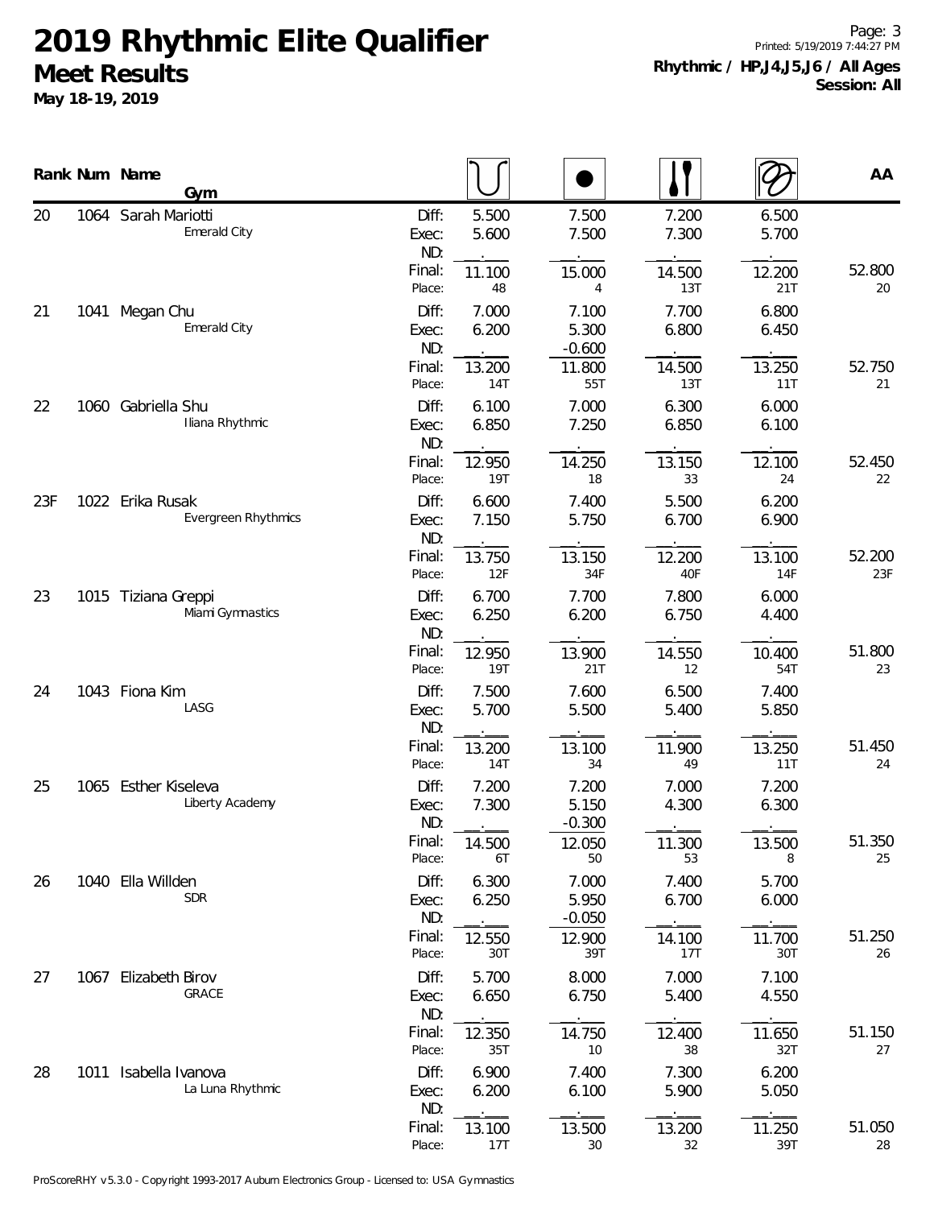# 2019 Rhythmic Elite Qualifier

## Meet Results

**May 18-19, 2019**

**Rhythmic / HP,J4,J5,J6 / All Ages**
**Session: All**

| Rank | Num | Name / Gym | | Hoop | Ball | Clubs | Ribbon | AA |
|---|---|---|---|---|---|---|---|---|
| 20 | 1064 | Sarah Mariotti | Diff: | 5.500 | 7.500 | 7.200 | 6.500 | |
| | | Emerald City | Exec: | 5.600 | 7.500 | 7.300 | 5.700 | |
| | | | ND: | | | | | |
| | | | Final: | 11.100 | 15.000 | 14.500 | 12.200 | 52.800 |
| | | | Place: | 48 | 4 | 13T | 21T | 20 |
| 21 | 1041 | Megan Chu | Diff: | 7.000 | 7.100 | 7.700 | 6.800 | |
| | | Emerald City | Exec: | 6.200 | 5.300 | 6.800 | 6.450 | |
| | | | ND: | | -0.600 | | | |
| | | | Final: | 13.200 | 11.800 | 14.500 | 13.250 | 52.750 |
| | | | Place: | 14T | 55T | 13T | 11T | 21 |
| 22 | 1060 | Gabriella Shu | Diff: | 6.100 | 7.000 | 6.300 | 6.000 | |
| | | Iliana Rhythmic | Exec: | 6.850 | 7.250 | 6.850 | 6.100 | |
| | | | ND: | | | | | |
| | | | Final: | 12.950 | 14.250 | 13.150 | 12.100 | 52.450 |
| | | | Place: | 19T | 18 | 33 | 24 | 22 |
| 23F | 1022 | Erika Rusak | Diff: | 6.600 | 7.400 | 5.500 | 6.200 | |
| | | Evergreen Rhythmics | Exec: | 7.150 | 5.750 | 6.700 | 6.900 | |
| | | | ND: | | | | | |
| | | | Final: | 13.750 | 13.150 | 12.200 | 13.100 | 52.200 |
| | | | Place: | 12F | 34F | 40F | 14F | 23F |
| 23 | 1015 | Tiziana Greppi | Diff: | 6.700 | 7.700 | 7.800 | 6.000 | |
| | | Miami Gymnastics | Exec: | 6.250 | 6.200 | 6.750 | 4.400 | |
| | | | ND: | | | | | |
| | | | Final: | 12.950 | 13.900 | 14.550 | 10.400 | 51.800 |
| | | | Place: | 19T | 21T | 12 | 54T | 23 |
| 24 | 1043 | Fiona Kim | Diff: | 7.500 | 7.600 | 6.500 | 7.400 | |
| | | LASG | Exec: | 5.700 | 5.500 | 5.400 | 5.850 | |
| | | | ND: | | | | | |
| | | | Final: | 13.200 | 13.100 | 11.900 | 13.250 | 51.450 |
| | | | Place: | 14T | 34 | 49 | 11T | 24 |
| 25 | 1065 | Esther Kiseleva | Diff: | 7.200 | 7.200 | 7.000 | 7.200 | |
| | | Liberty Academy | Exec: | 7.300 | 5.150 | 4.300 | 6.300 | |
| | | | ND: | | -0.300 | | | |
| | | | Final: | 14.500 | 12.050 | 11.300 | 13.500 | 51.350 |
| | | | Place: | 6T | 50 | 53 | 8 | 25 |
| 26 | 1040 | Ella Willden | Diff: | 6.300 | 7.000 | 7.400 | 5.700 | |
| | | SDR | Exec: | 6.250 | 5.950 | 6.700 | 6.000 | |
| | | | ND: | | -0.050 | | | |
| | | | Final: | 12.550 | 12.900 | 14.100 | 11.700 | 51.250 |
| | | | Place: | 30T | 39T | 17T | 30T | 26 |
| 27 | 1067 | Elizabeth Birov | Diff: | 5.700 | 8.000 | 7.000 | 7.100 | |
| | | GRACE | Exec: | 6.650 | 6.750 | 5.400 | 4.550 | |
| | | | ND: | | | | | |
| | | | Final: | 12.350 | 14.750 | 12.400 | 11.650 | 51.150 |
| | | | Place: | 35T | 10 | 38 | 32T | 27 |
| 28 | 1011 | Isabella Ivanova | Diff: | 6.900 | 7.400 | 7.300 | 6.200 | |
| | | La Luna Rhythmic | Exec: | 6.200 | 6.100 | 5.900 | 5.050 | |
| | | | ND: | | | | | |
| | | | Final: | 13.100 | 13.500 | 13.200 | 11.250 | 51.050 |
| | | | Place: | 17T | 30 | 32 | 39T | 28 |

ProScoreRHY v5.3.0 - Copyright 1993-2017 Auburn Electronics Group - Licensed to: USA Gymnastics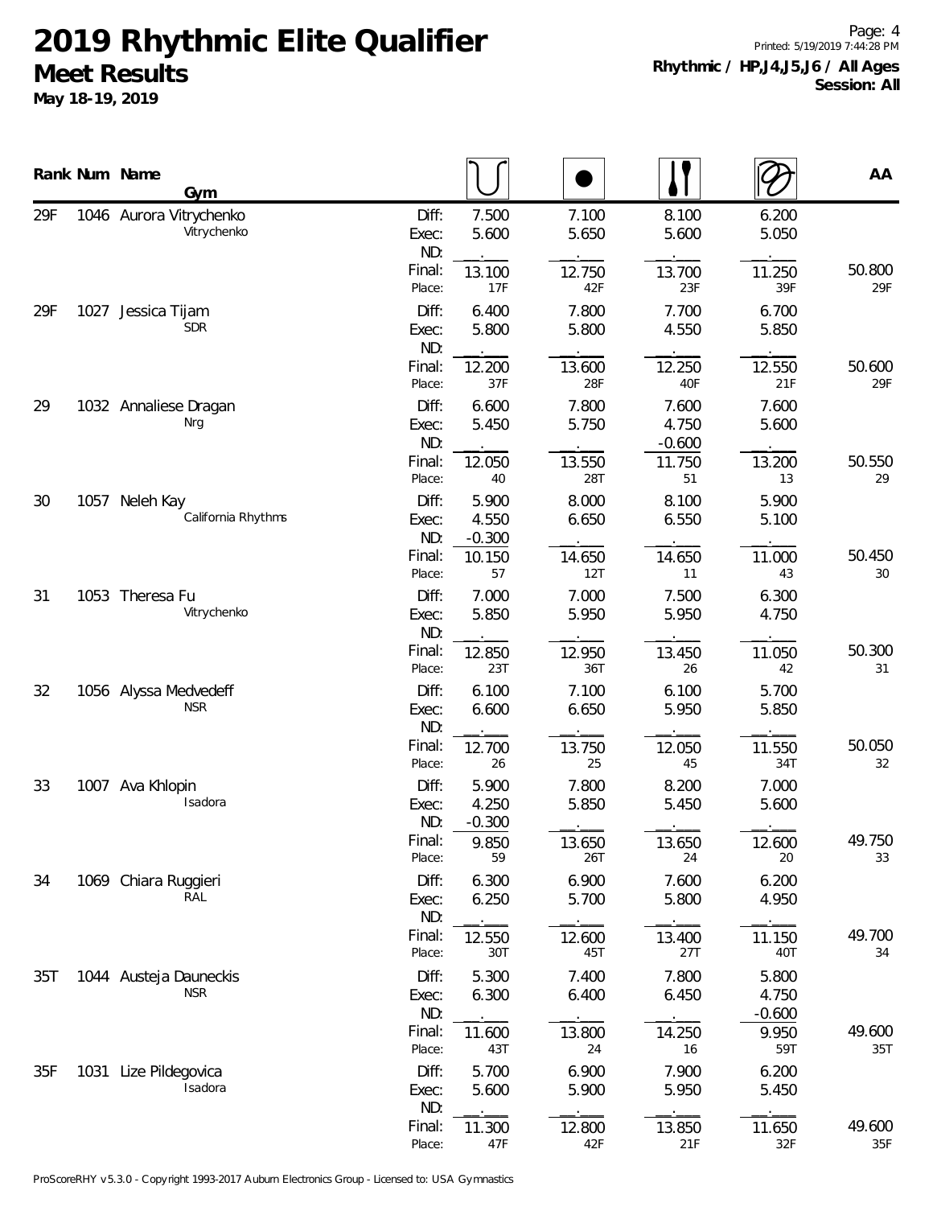# 2019 Rhythmic Elite Qualifier

## Meet Results

**May 18-19, 2019**

Printed: 5/19/2019 7:44:28 PM

**Rhythmic / HP,J4,J5,J6 / All Ages**
**Session: All**

| Rank | Num | Name / Gym | | Hoop | Ball | Clubs | Ribbon | AA |
|---|---|---|---|---|---|---|---|---|
| 29F | 1046 | Aurora Vitrychenko | Diff: | 7.500 | 7.100 | 8.100 | 6.200 | |
| | | Vitrychenko | Exec: | 5.600 | 5.650 | 5.600 | 5.050 | |
| | | | ND: | | | | | |
| | | | Final: | 13.100 | 12.750 | 13.700 | 11.250 | 50.800 |
| | | | Place: | 17F | 42F | 23F | 39F | 29F |
| 29F | 1027 | Jessica Tijam | Diff: | 6.400 | 7.800 | 7.700 | 6.700 | |
| | | SDR | Exec: | 5.800 | 5.800 | 4.550 | 5.850 | |
| | | | ND: | | | | | |
| | | | Final: | 12.200 | 13.600 | 12.250 | 12.550 | 50.600 |
| | | | Place: | 37F | 28F | 40F | 21F | 29F |
| 29 | 1032 | Annaliese Dragan | Diff: | 6.600 | 7.800 | 7.600 | 7.600 | |
| | | Nrg | Exec: | 5.450 | 5.750 | 4.750 | 5.600 | |
| | | | ND: | | | -0.600 | | |
| | | | Final: | 12.050 | 13.550 | 11.750 | 13.200 | 50.550 |
| | | | Place: | 40 | 28T | 51 | 13 | 29 |
| 30 | 1057 | Neleh Kay | Diff: | 5.900 | 8.000 | 8.100 | 5.900 | |
| | | California Rhythms | Exec: | 4.550 | 6.650 | 6.550 | 5.100 | |
| | | | ND: | -0.300 | | | | |
| | | | Final: | 10.150 | 14.650 | 14.650 | 11.000 | 50.450 |
| | | | Place: | 57 | 12T | 11 | 43 | 30 |
| 31 | 1053 | Theresa Fu | Diff: | 7.000 | 7.000 | 7.500 | 6.300 | |
| | | Vitrychenko | Exec: | 5.850 | 5.950 | 5.950 | 4.750 | |
| | | | ND: | | | | | |
| | | | Final: | 12.850 | 12.950 | 13.450 | 11.050 | 50.300 |
| | | | Place: | 23T | 36T | 26 | 42 | 31 |
| 32 | 1056 | Alyssa Medvedeff | Diff: | 6.100 | 7.100 | 6.100 | 5.700 | |
| | | NSR | Exec: | 6.600 | 6.650 | 5.950 | 5.850 | |
| | | | ND: | | | | | |
| | | | Final: | 12.700 | 13.750 | 12.050 | 11.550 | 50.050 |
| | | | Place: | 26 | 25 | 45 | 34T | 32 |
| 33 | 1007 | Ava Khlopin | Diff: | 5.900 | 7.800 | 8.200 | 7.000 | |
| | | Isadora | Exec: | 4.250 | 5.850 | 5.450 | 5.600 | |
| | | | ND: | -0.300 | | | | |
| | | | Final: | 9.850 | 13.650 | 13.650 | 12.600 | 49.750 |
| | | | Place: | 59 | 26T | 24 | 20 | 33 |
| 34 | 1069 | Chiara Ruggieri | Diff: | 6.300 | 6.900 | 7.600 | 6.200 | |
| | | RAL | Exec: | 6.250 | 5.700 | 5.800 | 4.950 | |
| | | | ND: | | | | | |
| | | | Final: | 12.550 | 12.600 | 13.400 | 11.150 | 49.700 |
| | | | Place: | 30T | 45T | 27T | 40T | 34 |
| 35T | 1044 | Austeja Dauneckis | Diff: | 5.300 | 7.400 | 7.800 | 5.800 | |
| | | NSR | Exec: | 6.300 | 6.400 | 6.450 | 4.750 | |
| | | | ND: | | | | -0.600 | |
| | | | Final: | 11.600 | 13.800 | 14.250 | 9.950 | 49.600 |
| | | | Place: | 43T | 24 | 16 | 59T | 35T |
| 35F | 1031 | Lize Pildegovica | Diff: | 5.700 | 6.900 | 7.900 | 6.200 | |
| | | Isadora | Exec: | 5.600 | 5.900 | 5.950 | 5.450 | |
| | | | ND: | | | | | |
| | | | Final: | 11.300 | 12.800 | 13.850 | 11.650 | 49.600 |
| | | | Place: | 47F | 42F | 21F | 32F | 35F |

ProScoreRHY v5.3.0 - Copyright 1993-2017 Auburn Electronics Group - Licensed to: USA Gymnastics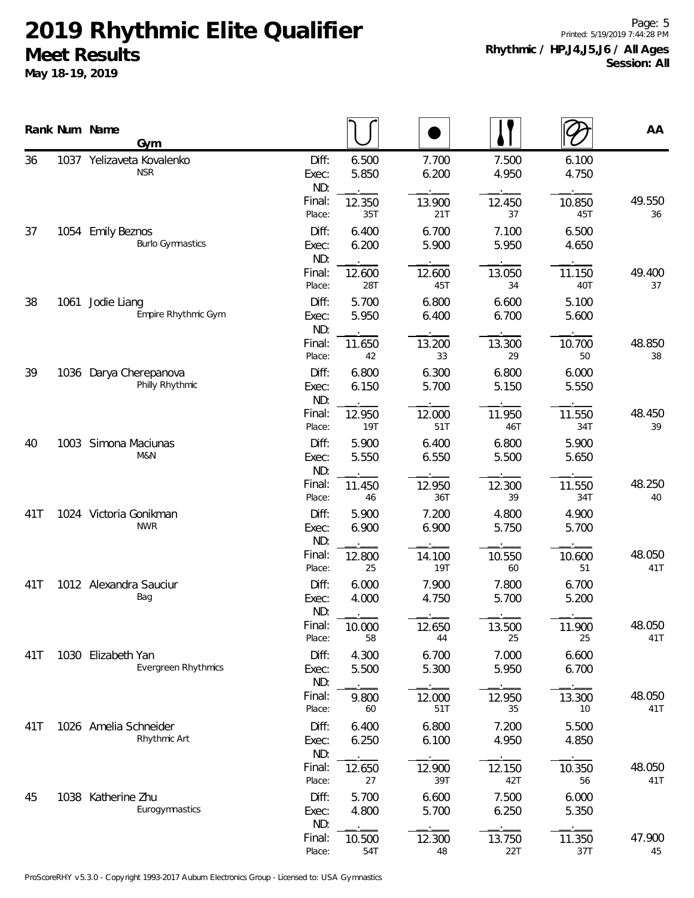# 2019 Rhythmic Elite Qualifier

## Meet Results

**May 18-19, 2019**

**Rhythmic / HP,J4,J5,J6 / All Ages**
**Session: All**

| Rank | Num | Name / Gym | | Hoop | Ball | Clubs | Ribbon | AA |
|---|---|---|---|---|---|---|---|---|
| 36 | 1037 | Yelizaveta Kovalenko | Diff: | 6.500 | 7.700 | 7.500 | 6.100 | |
| | | NSR | Exec: | 5.850 | 6.200 | 4.950 | 4.750 | |
| | | | ND: | . | . | . | . | |
| | | | Final: | 12.350 | 13.900 | 12.450 | 10.850 | 49.550 |
| | | | Place: | 35T | 21T | 37 | 45T | 36 |
| 37 | 1054 | Emily Beznos | Diff: | 6.400 | 6.700 | 7.100 | 6.500 | |
| | | Burlo Gymnastics | Exec: | 6.200 | 5.900 | 5.950 | 4.650 | |
| | | | ND: | . | . | . | . | |
| | | | Final: | 12.600 | 12.600 | 13.050 | 11.150 | 49.400 |
| | | | Place: | 28T | 45T | 34 | 40T | 37 |
| 38 | 1061 | Jodie Liang | Diff: | 5.700 | 6.800 | 6.600 | 5.100 | |
| | | Empire Rhythmic Gym | Exec: | 5.950 | 6.400 | 6.700 | 5.600 | |
| | | | ND: | . | . | . | . | |
| | | | Final: | 11.650 | 13.200 | 13.300 | 10.700 | 48.850 |
| | | | Place: | 42 | 33 | 29 | 50 | 38 |
| 39 | 1036 | Darya Cherepanova | Diff: | 6.800 | 6.300 | 6.800 | 6.000 | |
| | | Philly Rhythmic | Exec: | 6.150 | 5.700 | 5.150 | 5.550 | |
| | | | ND: | . | . | . | . | |
| | | | Final: | 12.950 | 12.000 | 11.950 | 11.550 | 48.450 |
| | | | Place: | 19T | 51T | 46T | 34T | 39 |
| 40 | 1003 | Simona Maciunas | Diff: | 5.900 | 6.400 | 6.800 | 5.900 | |
| | | M&N | Exec: | 5.550 | 6.550 | 5.500 | 5.650 | |
| | | | ND: | . | . | . | . | |
| | | | Final: | 11.450 | 12.950 | 12.300 | 11.550 | 48.250 |
| | | | Place: | 46 | 36T | 39 | 34T | 40 |
| 41T | 1024 | Victoria Gonikman | Diff: | 5.900 | 7.200 | 4.800 | 4.900 | |
| | | NWR | Exec: | 6.900 | 6.900 | 5.750 | 5.700 | |
| | | | ND: | . | . | . | . | |
| | | | Final: | 12.800 | 14.100 | 10.550 | 10.600 | 48.050 |
| | | | Place: | 25 | 19T | 60 | 51 | 41T |
| 41T | 1012 | Alexandra Sauciur | Diff: | 6.000 | 7.900 | 7.800 | 6.700 | |
| | | Bag | Exec: | 4.000 | 4.750 | 5.700 | 5.200 | |
| | | | ND: | . | . | . | . | |
| | | | Final: | 10.000 | 12.650 | 13.500 | 11.900 | 48.050 |
| | | | Place: | 58 | 44 | 25 | 25 | 41T |
| 41T | 1030 | Elizabeth Yan | Diff: | 4.300 | 6.700 | 7.000 | 6.600 | |
| | | Evergreen Rhythmics | Exec: | 5.500 | 5.300 | 5.950 | 6.700 | |
| | | | ND: | . | . | . | . | |
| | | | Final: | 9.800 | 12.000 | 12.950 | 13.300 | 48.050 |
| | | | Place: | 60 | 51T | 35 | 10 | 41T |
| 41T | 1026 | Amelia Schneider | Diff: | 6.400 | 6.800 | 7.200 | 5.500 | |
| | | Rhythmic Art | Exec: | 6.250 | 6.100 | 4.950 | 4.850 | |
| | | | ND: | . | . | . | . | |
| | | | Final: | 12.650 | 12.900 | 12.150 | 10.350 | 48.050 |
| | | | Place: | 27 | 39T | 42T | 56 | 41T |
| 45 | 1038 | Katherine Zhu | Diff: | 5.700 | 6.600 | 7.500 | 6.000 | |
| | | Eurogymnastics | Exec: | 4.800 | 5.700 | 6.250 | 5.350 | |
| | | | ND: | . | . | . | . | |
| | | | Final: | 10.500 | 12.300 | 13.750 | 11.350 | 47.900 |
| | | | Place: | 54T | 48 | 22T | 37T | 45 |

ProScoreRHY v5.3.0 - Copyright 1993-2017 Auburn Electronics Group - Licensed to: USA Gymnastics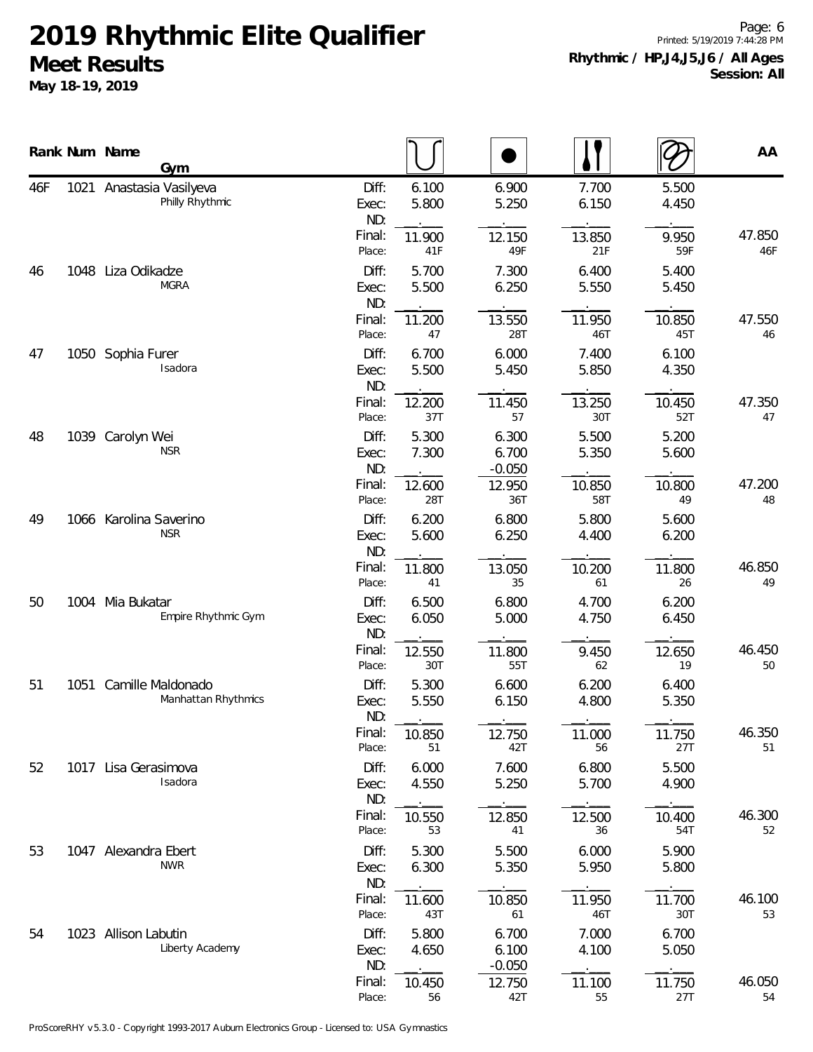# 2019 Rhythmic Elite Qualifier

## Meet Results

**May 18-19, 2019**

**Rhythmic / HP,J4,J5,J6 / All Ages**
**Session: All**

| Rank | Num | Name / Gym | | Hoop | Ball | Clubs | Ribbon | AA |
|---|---|---|---|---|---|---|---|---|
| 46F | 1021 | Anastasia Vasilyeva | Diff: | 6.100 | 6.900 | 7.700 | 5.500 | |
| | | Philly Rhythmic | Exec: | 5.800 | 5.250 | 6.150 | 4.450 | |
| | | | ND: | | | | | |
| | | | Final: | 11.900 | 12.150 | 13.850 | 9.950 | 47.850 |
| | | | Place: | 41F | 49F | 21F | 59F | 46F |
| 46 | 1048 | Liza Odikadze | Diff: | 5.700 | 7.300 | 6.400 | 5.400 | |
| | | MGRA | Exec: | 5.500 | 6.250 | 5.550 | 5.450 | |
| | | | ND: | | | | | |
| | | | Final: | 11.200 | 13.550 | 11.950 | 10.850 | 47.550 |
| | | | Place: | 47 | 28T | 46T | 45T | 46 |
| 47 | 1050 | Sophia Furer | Diff: | 6.700 | 6.000 | 7.400 | 6.100 | |
| | | Isadora | Exec: | 5.500 | 5.450 | 5.850 | 4.350 | |
| | | | ND: | | | | | |
| | | | Final: | 12.200 | 11.450 | 13.250 | 10.450 | 47.350 |
| | | | Place: | 37T | 57 | 30T | 52T | 47 |
| 48 | 1039 | Carolyn Wei | Diff: | 5.300 | 6.300 | 5.500 | 5.200 | |
| | | NSR | Exec: | 7.300 | 6.700 | 5.350 | 5.600 | |
| | | | ND: | | -0.050 | | | |
| | | | Final: | 12.600 | 12.950 | 10.850 | 10.800 | 47.200 |
| | | | Place: | 28T | 36T | 58T | 49 | 48 |
| 49 | 1066 | Karolina Saverino | Diff: | 6.200 | 6.800 | 5.800 | 5.600 | |
| | | NSR | Exec: | 5.600 | 6.250 | 4.400 | 6.200 | |
| | | | ND: | | | | | |
| | | | Final: | 11.800 | 13.050 | 10.200 | 11.800 | 46.850 |
| | | | Place: | 41 | 35 | 61 | 26 | 49 |
| 50 | 1004 | Mia Bukatar | Diff: | 6.500 | 6.800 | 4.700 | 6.200 | |
| | | Empire Rhythmic Gym | Exec: | 6.050 | 5.000 | 4.750 | 6.450 | |
| | | | ND: | | | | | |
| | | | Final: | 12.550 | 11.800 | 9.450 | 12.650 | 46.450 |
| | | | Place: | 30T | 55T | 62 | 19 | 50 |
| 51 | 1051 | Camille Maldonado | Diff: | 5.300 | 6.600 | 6.200 | 6.400 | |
| | | Manhattan Rhythmics | Exec: | 5.550 | 6.150 | 4.800 | 5.350 | |
| | | | ND: | | | | | |
| | | | Final: | 10.850 | 12.750 | 11.000 | 11.750 | 46.350 |
| | | | Place: | 51 | 42T | 56 | 27T | 51 |
| 52 | 1017 | Lisa Gerasimova | Diff: | 6.000 | 7.600 | 6.800 | 5.500 | |
| | | Isadora | Exec: | 4.550 | 5.250 | 5.700 | 4.900 | |
| | | | ND: | | | | | |
| | | | Final: | 10.550 | 12.850 | 12.500 | 10.400 | 46.300 |
| | | | Place: | 53 | 41 | 36 | 54T | 52 |
| 53 | 1047 | Alexandra Ebert | Diff: | 5.300 | 5.500 | 6.000 | 5.900 | |
| | | NWR | Exec: | 6.300 | 5.350 | 5.950 | 5.800 | |
| | | | ND: | | | | | |
| | | | Final: | 11.600 | 10.850 | 11.950 | 11.700 | 46.100 |
| | | | Place: | 43T | 61 | 46T | 30T | 53 |
| 54 | 1023 | Allison Labutin | Diff: | 5.800 | 6.700 | 7.000 | 6.700 | |
| | | Liberty Academy | Exec: | 4.650 | 6.100 | 4.100 | 5.050 | |
| | | | ND: | | -0.050 | | | |
| | | | Final: | 10.450 | 12.750 | 11.100 | 11.750 | 46.050 |
| | | | Place: | 56 | 42T | 55 | 27T | 54 |

ProScoreRHY v5.3.0 - Copyright 1993-2017 Auburn Electronics Group - Licensed to: USA Gymnastics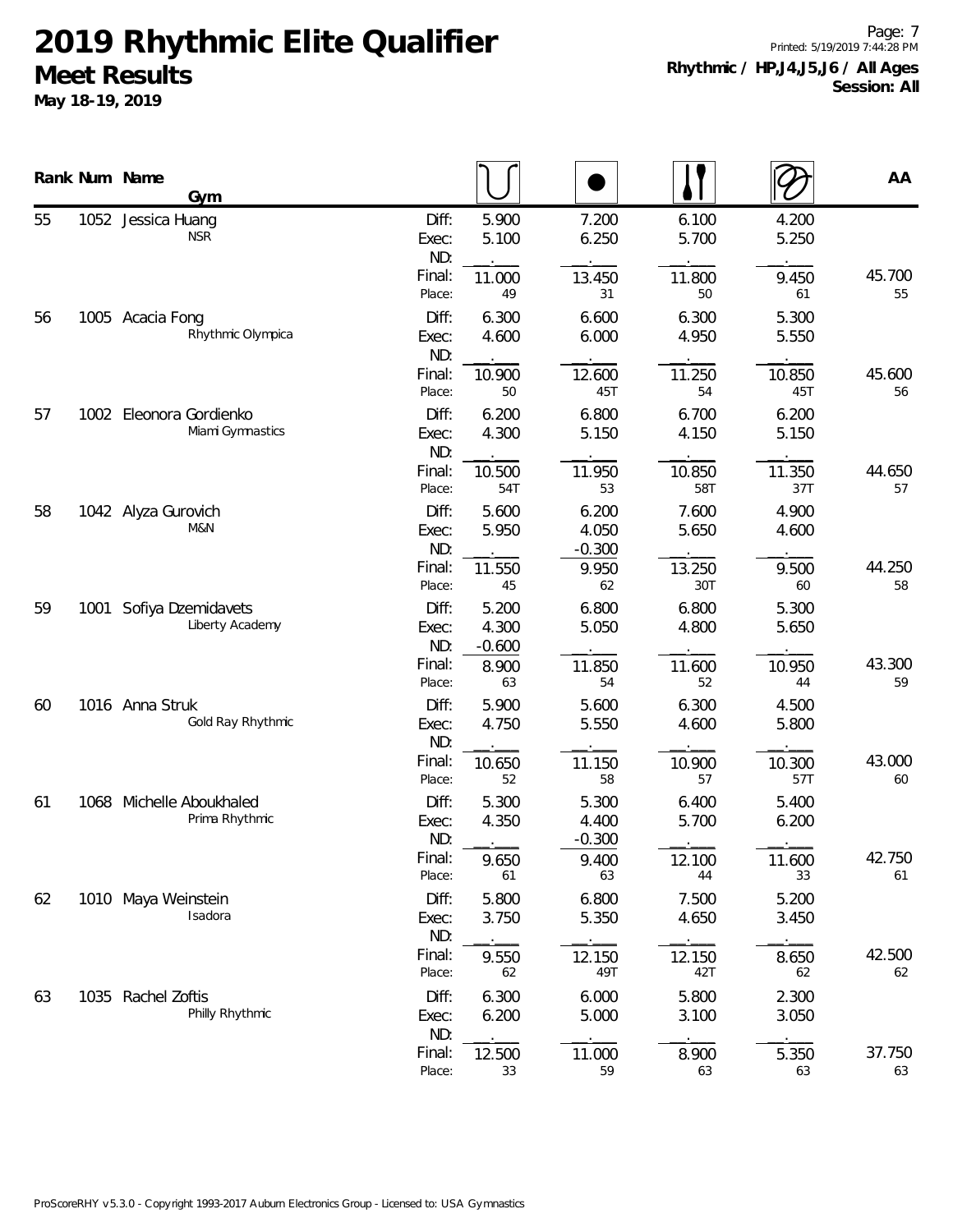# 2019 Rhythmic Elite Qualifier

## Meet Results

**May 18-19, 2019**

**Rhythmic / HP,J4,J5,J6 / All Ages**
**Session: All**

| Rank | Num | Name / Gym | | Hoop | Ball | Clubs | Ribbon | AA |
|---|---|---|---|---|---|---|---|---|
| 55 | 1052 | Jessica Huang | Diff: | 5.900 | 7.200 | 6.100 | 4.200 | |
| | | NSR | Exec: | 5.100 | 6.250 | 5.700 | 5.250 | |
| | | | ND: | | | | | |
| | | | Final: | 11.000 | 13.450 | 11.800 | 9.450 | 45.700 |
| | | | Place: | 49 | 31 | 50 | 61 | 55 |
| 56 | 1005 | Acacia Fong | Diff: | 6.300 | 6.600 | 6.300 | 5.300 | |
| | | Rhythmic Olympica | Exec: | 4.600 | 6.000 | 4.950 | 5.550 | |
| | | | ND: | | | | | |
| | | | Final: | 10.900 | 12.600 | 11.250 | 10.850 | 45.600 |
| | | | Place: | 50 | 45T | 54 | 45T | 56 |
| 57 | 1002 | Eleonora Gordienko | Diff: | 6.200 | 6.800 | 6.700 | 6.200 | |
| | | Miami Gymnastics | Exec: | 4.300 | 5.150 | 4.150 | 5.150 | |
| | | | ND: | | | | | |
| | | | Final: | 10.500 | 11.950 | 10.850 | 11.350 | 44.650 |
| | | | Place: | 54T | 53 | 58T | 37T | 57 |
| 58 | 1042 | Alyza Gurovich | Diff: | 5.600 | 6.200 | 7.600 | 4.900 | |
| | | M&N | Exec: | 5.950 | 4.050 | 5.650 | 4.600 | |
| | | | ND: | | -0.300 | | | |
| | | | Final: | 11.550 | 9.950 | 13.250 | 9.500 | 44.250 |
| | | | Place: | 45 | 62 | 30T | 60 | 58 |
| 59 | 1001 | Sofiya Dzemidavets | Diff: | 5.200 | 6.800 | 6.800 | 5.300 | |
| | | Liberty Academy | Exec: | 4.300 | 5.050 | 4.800 | 5.650 | |
| | | | ND: | -0.600 | | | | |
| | | | Final: | 8.900 | 11.850 | 11.600 | 10.950 | 43.300 |
| | | | Place: | 63 | 54 | 52 | 44 | 59 |
| 60 | 1016 | Anna Struk | Diff: | 5.900 | 5.600 | 6.300 | 4.500 | |
| | | Gold Ray Rhythmic | Exec: | 4.750 | 5.550 | 4.600 | 5.800 | |
| | | | ND: | | | | | |
| | | | Final: | 10.650 | 11.150 | 10.900 | 10.300 | 43.000 |
| | | | Place: | 52 | 58 | 57 | 57T | 60 |
| 61 | 1068 | Michelle Aboukhaled | Diff: | 5.300 | 5.300 | 6.400 | 5.400 | |
| | | Prima Rhythmic | Exec: | 4.350 | 4.400 | 5.700 | 6.200 | |
| | | | ND: | | -0.300 | | | |
| | | | Final: | 9.650 | 9.400 | 12.100 | 11.600 | 42.750 |
| | | | Place: | 61 | 63 | 44 | 33 | 61 |
| 62 | 1010 | Maya Weinstein | Diff: | 5.800 | 6.800 | 7.500 | 5.200 | |
| | | Isadora | Exec: | 3.750 | 5.350 | 4.650 | 3.450 | |
| | | | ND: | | | | | |
| | | | Final: | 9.550 | 12.150 | 12.150 | 8.650 | 42.500 |
| | | | Place: | 62 | 49T | 42T | 62 | 62 |
| 63 | 1035 | Rachel Zoftis | Diff: | 6.300 | 6.000 | 5.800 | 2.300 | |
| | | Philly Rhythmic | Exec: | 6.200 | 5.000 | 3.100 | 3.050 | |
| | | | ND: | | | | | |
| | | | Final: | 12.500 | 11.000 | 8.900 | 5.350 | 37.750 |
| | | | Place: | 33 | 59 | 63 | 63 | 63 |